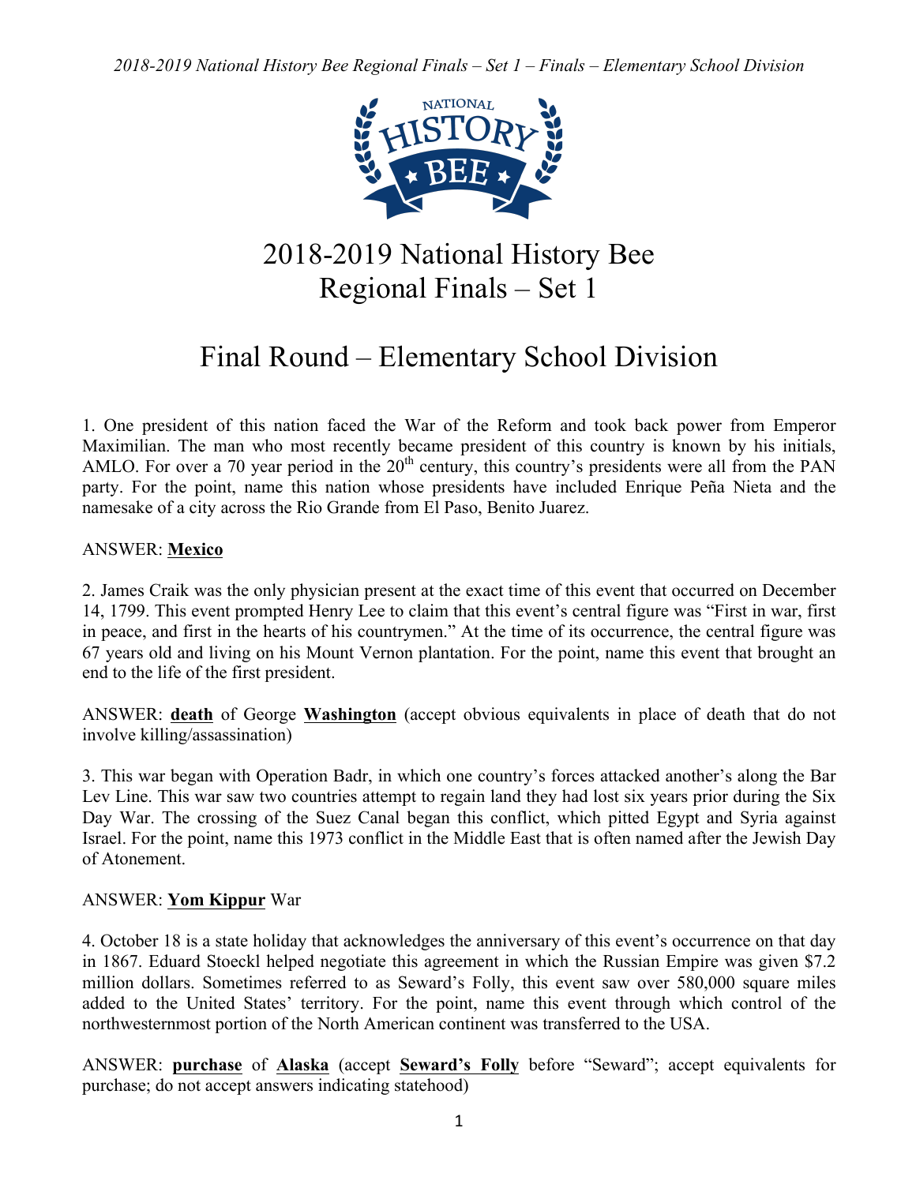# 2018-2019 National History Bee
# Regional Finals – Set 1

## Final Round – Elementary School Division

1. One president of this nation faced the War of the Reform and took back power from Emperor Maximilian. The man who most recently became president of this country is known by his initials, AMLO. For over a 70 year period in the 20th century, this country's presidents were all from the PAN party. For the point, name this nation whose presidents have included Enrique Peña Nieta and the namesake of a city across the Rio Grande from El Paso, Benito Juarez.

ANSWER: **Mexico**

2. James Craik was the only physician present at the exact time of this event that occurred on December 14, 1799. This event prompted Henry Lee to claim that this event's central figure was "First in war, first in peace, and first in the hearts of his countrymen." At the time of its occurrence, the central figure was 67 years old and living on his Mount Vernon plantation. For the point, name this event that brought an end to the life of the first president.

ANSWER: **death** of George **Washington** (accept obvious equivalents in place of death that do not involve killing/assassination)

3. This war began with Operation Badr, in which one country's forces attacked another's along the Bar Lev Line. This war saw two countries attempt to regain land they had lost six years prior during the Six Day War. The crossing of the Suez Canal began this conflict, which pitted Egypt and Syria against Israel. For the point, name this 1973 conflict in the Middle East that is often named after the Jewish Day of Atonement.

ANSWER: **Yom Kippur** War

4. October 18 is a state holiday that acknowledges the anniversary of this event's occurrence on that day in 1867. Eduard Stoeckl helped negotiate this agreement in which the Russian Empire was given $7.2 million dollars. Sometimes referred to as Seward's Folly, this event saw over 580,000 square miles added to the United States' territory. For the point, name this event through which control of the northwesternmost portion of the North American continent was transferred to the USA.

ANSWER: **purchase** of **Alaska** (accept **Seward's Folly** before "Seward"; accept equivalents for purchase; do not accept answers indicating statehood)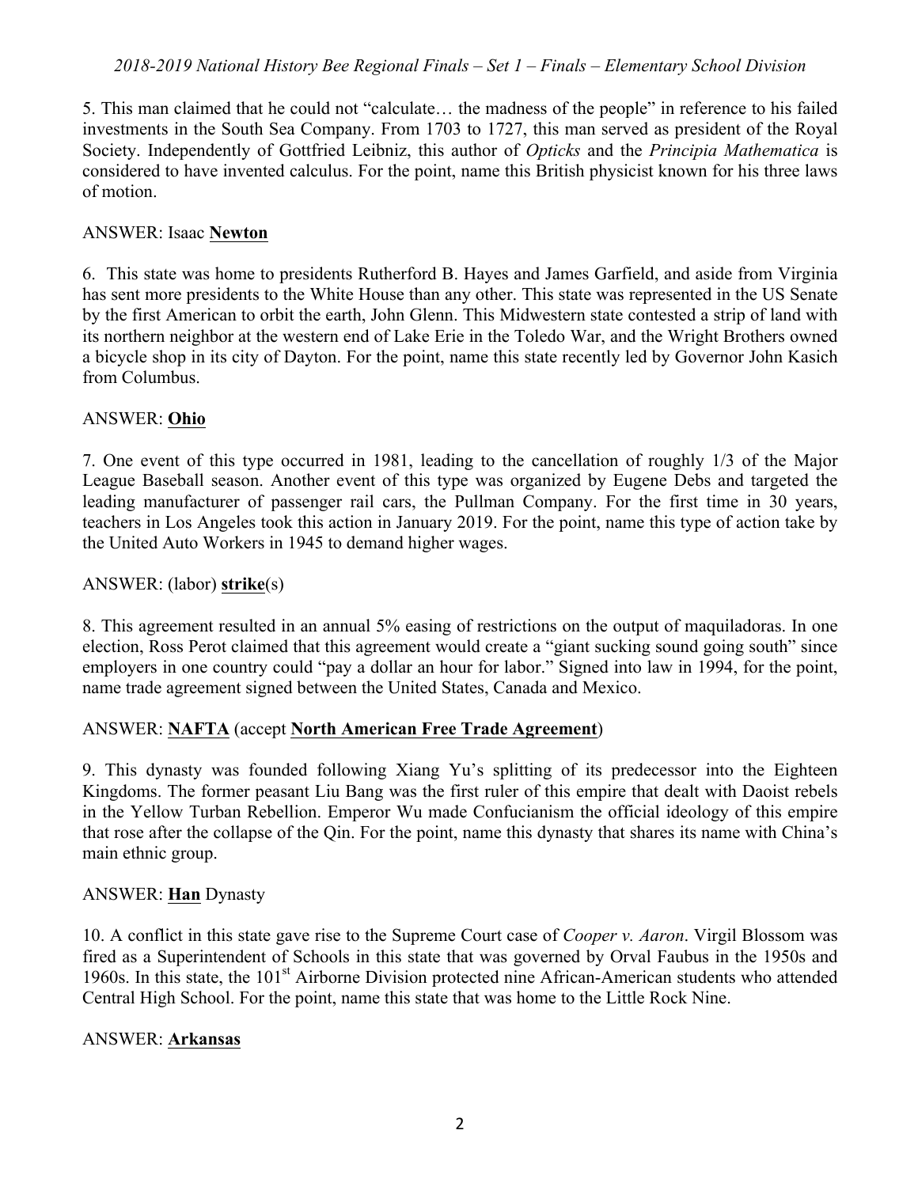5. This man claimed that he could not "calculate… the madness of the people" in reference to his failed investments in the South Sea Company. From 1703 to 1727, this man served as president of the Royal Society. Independently of Gottfried Leibniz, this author of *Opticks* and the *Principia Mathematica* is considered to have invented calculus. For the point, name this British physicist known for his three laws of motion.

ANSWER: Isaac **Newton**

6. This state was home to presidents Rutherford B. Hayes and James Garfield, and aside from Virginia has sent more presidents to the White House than any other. This state was represented in the US Senate by the first American to orbit the earth, John Glenn. This Midwestern state contested a strip of land with its northern neighbor at the western end of Lake Erie in the Toledo War, and the Wright Brothers owned a bicycle shop in its city of Dayton. For the point, name this state recently led by Governor John Kasich from Columbus.

ANSWER: **Ohio**

7. One event of this type occurred in 1981, leading to the cancellation of roughly 1/3 of the Major League Baseball season. Another event of this type was organized by Eugene Debs and targeted the leading manufacturer of passenger rail cars, the Pullman Company. For the first time in 30 years, teachers in Los Angeles took this action in January 2019. For the point, name this type of action take by the United Auto Workers in 1945 to demand higher wages.

ANSWER: (labor) **strike**(s)

8. This agreement resulted in an annual 5% easing of restrictions on the output of maquiladoras. In one election, Ross Perot claimed that this agreement would create a "giant sucking sound going south" since employers in one country could "pay a dollar an hour for labor." Signed into law in 1994, for the point, name trade agreement signed between the United States, Canada and Mexico.

ANSWER: **NAFTA** (accept **North American Free Trade Agreement**)

9. This dynasty was founded following Xiang Yu's splitting of its predecessor into the Eighteen Kingdoms. The former peasant Liu Bang was the first ruler of this empire that dealt with Daoist rebels in the Yellow Turban Rebellion. Emperor Wu made Confucianism the official ideology of this empire that rose after the collapse of the Qin. For the point, name this dynasty that shares its name with China's main ethnic group.

ANSWER: **Han** Dynasty

10. A conflict in this state gave rise to the Supreme Court case of *Cooper v. Aaron*. Virgil Blossom was fired as a Superintendent of Schools in this state that was governed by Orval Faubus in the 1950s and 1960s. In this state, the 101st Airborne Division protected nine African-American students who attended Central High School. For the point, name this state that was home to the Little Rock Nine.

ANSWER: **Arkansas**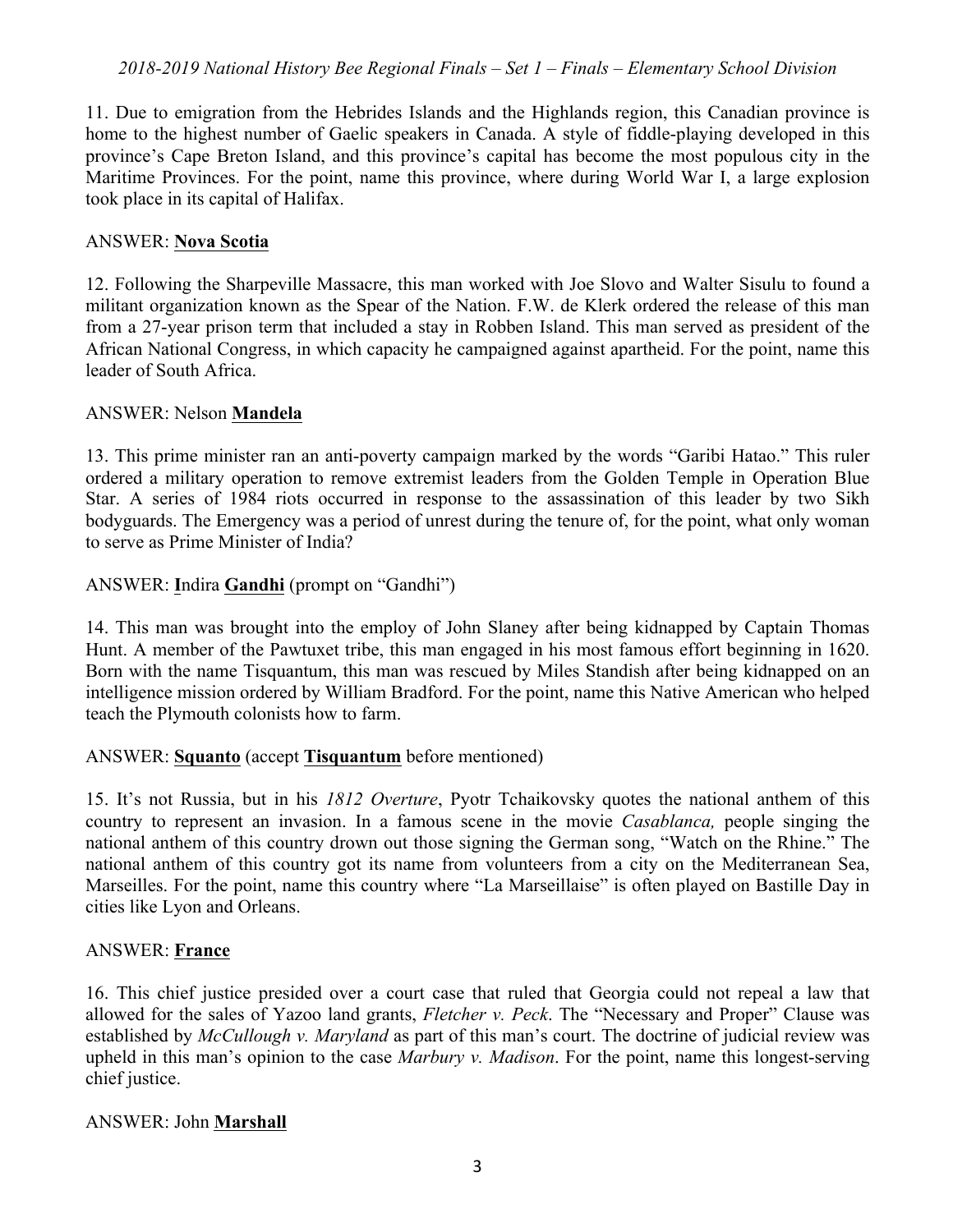11. Due to emigration from the Hebrides Islands and the Highlands region, this Canadian province is home to the highest number of Gaelic speakers in Canada. A style of fiddle-playing developed in this province's Cape Breton Island, and this province's capital has become the most populous city in the Maritime Provinces. For the point, name this province, where during World War I, a large explosion took place in its capital of Halifax.

ANSWER: **Nova Scotia**

12. Following the Sharpeville Massacre, this man worked with Joe Slovo and Walter Sisulu to found a militant organization known as the Spear of the Nation. F.W. de Klerk ordered the release of this man from a 27-year prison term that included a stay in Robben Island. This man served as president of the African National Congress, in which capacity he campaigned against apartheid. For the point, name this leader of South Africa.

ANSWER: Nelson **Mandela**

13. This prime minister ran an anti-poverty campaign marked by the words "Garibi Hatao." This ruler ordered a military operation to remove extremist leaders from the Golden Temple in Operation Blue Star. A series of 1984 riots occurred in response to the assassination of this leader by two Sikh bodyguards. The Emergency was a period of unrest during the tenure of, for the point, what only woman to serve as Prime Minister of India?

ANSWER: **I**ndira **Gandhi** (prompt on "Gandhi")

14. This man was brought into the employ of John Slaney after being kidnapped by Captain Thomas Hunt. A member of the Pawtuxet tribe, this man engaged in his most famous effort beginning in 1620. Born with the name Tisquantum, this man was rescued by Miles Standish after being kidnapped on an intelligence mission ordered by William Bradford. For the point, name this Native American who helped teach the Plymouth colonists how to farm.

ANSWER: **Squanto** (accept **Tisquantum** before mentioned)

15. It's not Russia, but in his *1812 Overture*, Pyotr Tchaikovsky quotes the national anthem of this country to represent an invasion. In a famous scene in the movie *Casablanca,* people singing the national anthem of this country drown out those signing the German song, "Watch on the Rhine." The national anthem of this country got its name from volunteers from a city on the Mediterranean Sea, Marseilles. For the point, name this country where "La Marseillaise" is often played on Bastille Day in cities like Lyon and Orleans.

ANSWER: **France**

16. This chief justice presided over a court case that ruled that Georgia could not repeal a law that allowed for the sales of Yazoo land grants, *Fletcher v. Peck*. The "Necessary and Proper" Clause was established by *McCullough v. Maryland* as part of this man's court. The doctrine of judicial review was upheld in this man's opinion to the case *Marbury v. Madison*. For the point, name this longest-serving chief justice.

ANSWER: John **Marshall**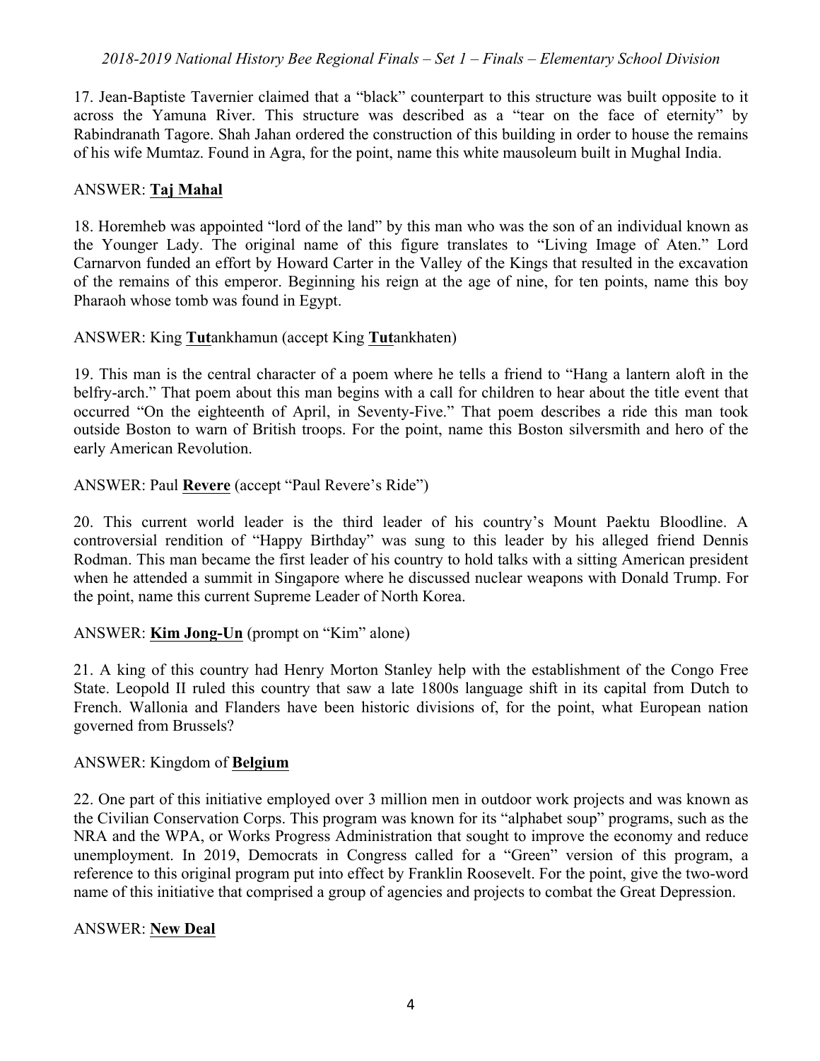17. Jean-Baptiste Tavernier claimed that a "black" counterpart to this structure was built opposite to it across the Yamuna River. This structure was described as a "tear on the face of eternity" by Rabindranath Tagore. Shah Jahan ordered the construction of this building in order to house the remains of his wife Mumtaz. Found in Agra, for the point, name this white mausoleum built in Mughal India.

ANSWER: **Taj Mahal**

18. Horemheb was appointed "lord of the land" by this man who was the son of an individual known as the Younger Lady. The original name of this figure translates to "Living Image of Aten." Lord Carnarvon funded an effort by Howard Carter in the Valley of the Kings that resulted in the excavation of the remains of this emperor. Beginning his reign at the age of nine, for ten points, name this boy Pharaoh whose tomb was found in Egypt.

ANSWER: King **Tut**ankhamun (accept King **Tut**ankhaten)

19. This man is the central character of a poem where he tells a friend to "Hang a lantern aloft in the belfry-arch." That poem about this man begins with a call for children to hear about the title event that occurred "On the eighteenth of April, in Seventy-Five." That poem describes a ride this man took outside Boston to warn of British troops. For the point, name this Boston silversmith and hero of the early American Revolution.

ANSWER: Paul **Revere** (accept "Paul Revere's Ride")

20. This current world leader is the third leader of his country's Mount Paektu Bloodline. A controversial rendition of "Happy Birthday" was sung to this leader by his alleged friend Dennis Rodman. This man became the first leader of his country to hold talks with a sitting American president when he attended a summit in Singapore where he discussed nuclear weapons with Donald Trump. For the point, name this current Supreme Leader of North Korea.

ANSWER: **Kim Jong-Un** (prompt on "Kim" alone)

21. A king of this country had Henry Morton Stanley help with the establishment of the Congo Free State. Leopold II ruled this country that saw a late 1800s language shift in its capital from Dutch to French. Wallonia and Flanders have been historic divisions of, for the point, what European nation governed from Brussels?

ANSWER: Kingdom of **Belgium**

22. One part of this initiative employed over 3 million men in outdoor work projects and was known as the Civilian Conservation Corps. This program was known for its "alphabet soup" programs, such as the NRA and the WPA, or Works Progress Administration that sought to improve the economy and reduce unemployment. In 2019, Democrats in Congress called for a "Green" version of this program, a reference to this original program put into effect by Franklin Roosevelt. For the point, give the two-word name of this initiative that comprised a group of agencies and projects to combat the Great Depression.

ANSWER: **New Deal**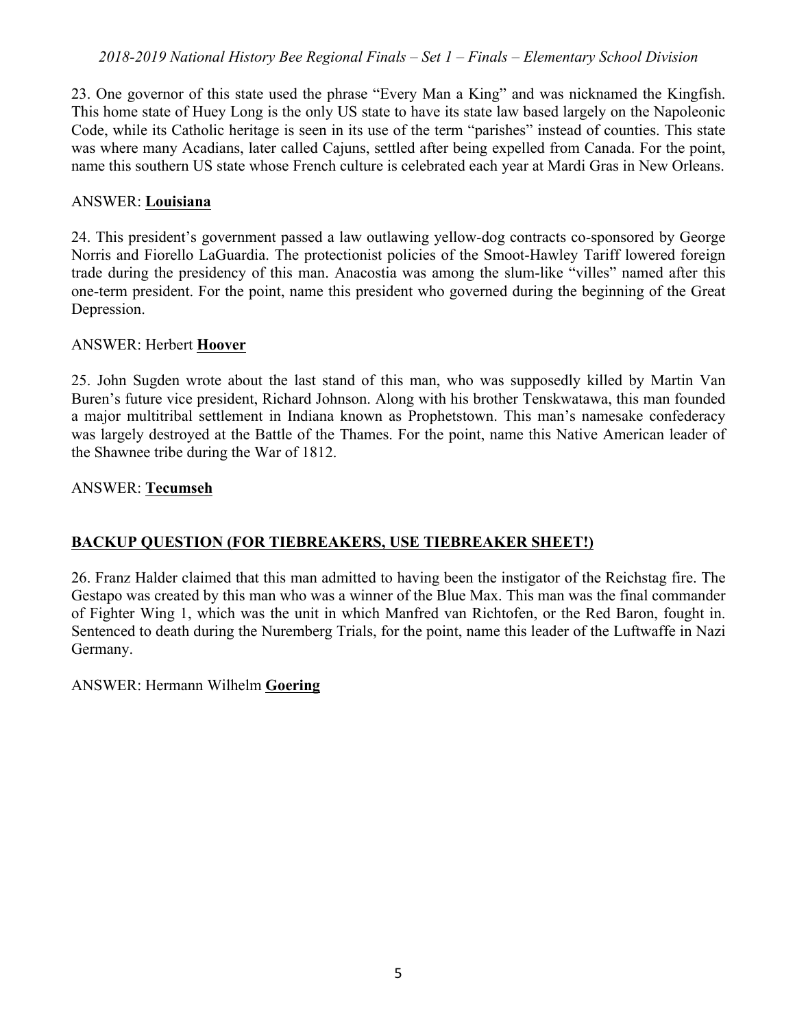23. One governor of this state used the phrase "Every Man a King" and was nicknamed the Kingfish. This home state of Huey Long is the only US state to have its state law based largely on the Napoleonic Code, while its Catholic heritage is seen in its use of the term "parishes" instead of counties. This state was where many Acadians, later called Cajuns, settled after being expelled from Canada. For the point, name this southern US state whose French culture is celebrated each year at Mardi Gras in New Orleans.

ANSWER: **Louisiana**

24. This president's government passed a law outlawing yellow-dog contracts co-sponsored by George Norris and Fiorello LaGuardia. The protectionist policies of the Smoot-Hawley Tariff lowered foreign trade during the presidency of this man. Anacostia was among the slum-like "villes" named after this one-term president. For the point, name this president who governed during the beginning of the Great Depression.

ANSWER: Herbert **Hoover**

25. John Sugden wrote about the last stand of this man, who was supposedly killed by Martin Van Buren's future vice president, Richard Johnson. Along with his brother Tenskwatawa, this man founded a major multitribal settlement in Indiana known as Prophetstown. This man's namesake confederacy was largely destroyed at the Battle of the Thames. For the point, name this Native American leader of the Shawnee tribe during the War of 1812.

ANSWER: **Tecumseh**

## BACKUP QUESTION (FOR TIEBREAKERS, USE TIEBREAKER SHEET!)

26. Franz Halder claimed that this man admitted to having been the instigator of the Reichstag fire. The Gestapo was created by this man who was a winner of the Blue Max. This man was the final commander of Fighter Wing 1, which was the unit in which Manfred van Richtofen, or the Red Baron, fought in. Sentenced to death during the Nuremberg Trials, for the point, name this leader of the Luftwaffe in Nazi Germany.

ANSWER: Hermann Wilhelm **Goering**